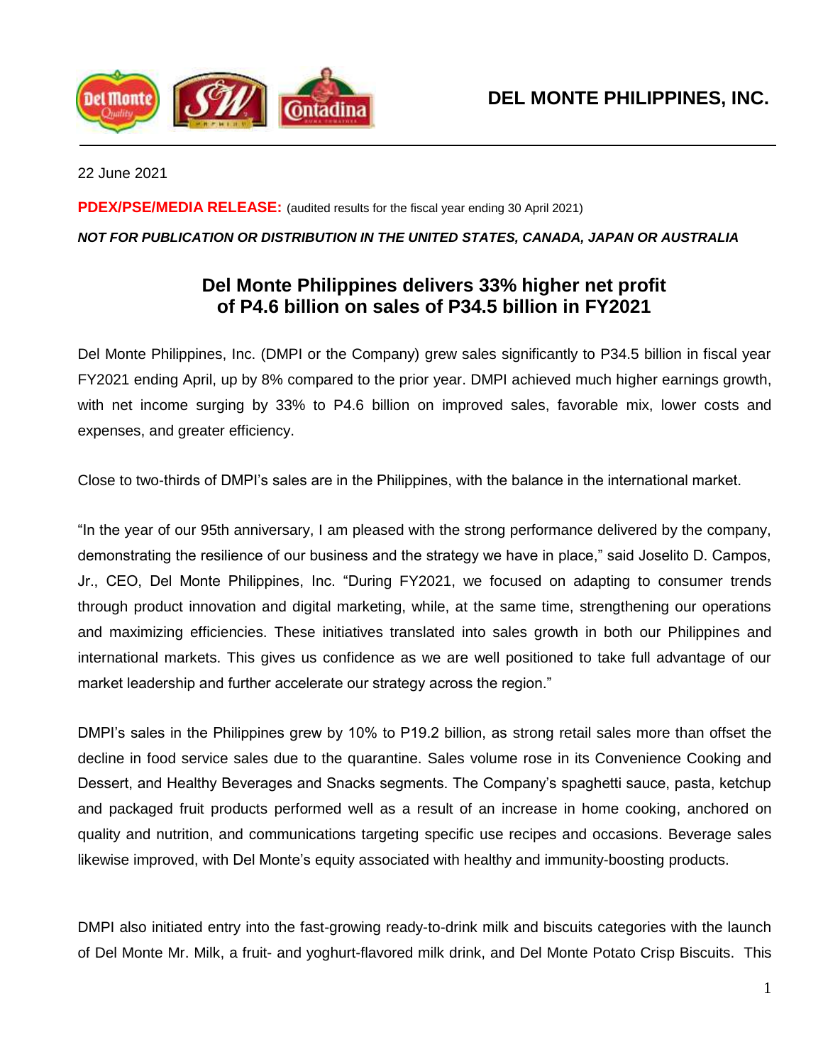**DEL MONTE PHILIPPINES, INC.**

22 June 2021

**PDEX/PSE/MEDIA RELEASE:** (audited results for the fiscal year ending 30 April 2021)

***NOT FOR PUBLICATION OR DISTRIBUTION IN THE UNITED STATES, CANADA, JAPAN OR AUSTRALIA***

# Del Monte Philippines delivers 33% higher net profit of P4.6 billion on sales of P34.5 billion in FY2021

Del Monte Philippines, Inc. (DMPI or the Company) grew sales significantly to P34.5 billion in fiscal year FY2021 ending April, up by 8% compared to the prior year. DMPI achieved much higher earnings growth, with net income surging by 33% to P4.6 billion on improved sales, favorable mix, lower costs and expenses, and greater efficiency.

Close to two-thirds of DMPI's sales are in the Philippines, with the balance in the international market.

"In the year of our 95th anniversary, I am pleased with the strong performance delivered by the company, demonstrating the resilience of our business and the strategy we have in place," said Joselito D. Campos, Jr., CEO, Del Monte Philippines, Inc. "During FY2021, we focused on adapting to consumer trends through product innovation and digital marketing, while, at the same time, strengthening our operations and maximizing efficiencies. These initiatives translated into sales growth in both our Philippines and international markets. This gives us confidence as we are well positioned to take full advantage of our market leadership and further accelerate our strategy across the region."

DMPI's sales in the Philippines grew by 10% to P19.2 billion, as strong retail sales more than offset the decline in food service sales due to the quarantine. Sales volume rose in its Convenience Cooking and Dessert, and Healthy Beverages and Snacks segments. The Company's spaghetti sauce, pasta, ketchup and packaged fruit products performed well as a result of an increase in home cooking, anchored on quality and nutrition, and communications targeting specific use recipes and occasions. Beverage sales likewise improved, with Del Monte's equity associated with healthy and immunity-boosting products.

DMPI also initiated entry into the fast-growing ready-to-drink milk and biscuits categories with the launch of Del Monte Mr. Milk, a fruit- and yoghurt-flavored milk drink, and Del Monte Potato Crisp Biscuits. This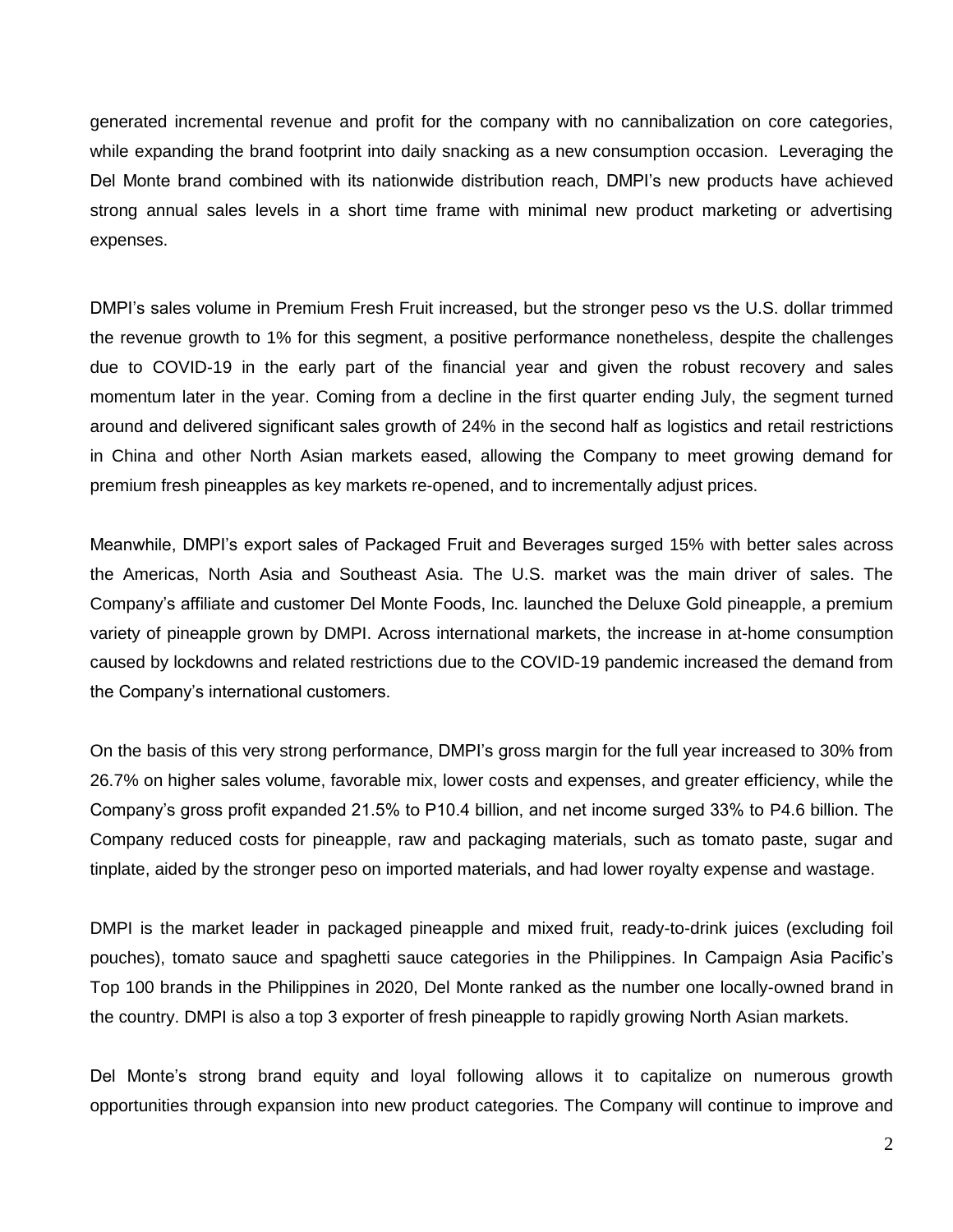generated incremental revenue and profit for the company with no cannibalization on core categories, while expanding the brand footprint into daily snacking as a new consumption occasion. Leveraging the Del Monte brand combined with its nationwide distribution reach, DMPI's new products have achieved strong annual sales levels in a short time frame with minimal new product marketing or advertising expenses.

DMPI's sales volume in Premium Fresh Fruit increased, but the stronger peso vs the U.S. dollar trimmed the revenue growth to 1% for this segment, a positive performance nonetheless, despite the challenges due to COVID-19 in the early part of the financial year and given the robust recovery and sales momentum later in the year. Coming from a decline in the first quarter ending July, the segment turned around and delivered significant sales growth of 24% in the second half as logistics and retail restrictions in China and other North Asian markets eased, allowing the Company to meet growing demand for premium fresh pineapples as key markets re-opened, and to incrementally adjust prices.

Meanwhile, DMPI's export sales of Packaged Fruit and Beverages surged 15% with better sales across the Americas, North Asia and Southeast Asia. The U.S. market was the main driver of sales. The Company's affiliate and customer Del Monte Foods, Inc. launched the Deluxe Gold pineapple, a premium variety of pineapple grown by DMPI. Across international markets, the increase in at-home consumption caused by lockdowns and related restrictions due to the COVID-19 pandemic increased the demand from the Company's international customers.

On the basis of this very strong performance, DMPI's gross margin for the full year increased to 30% from 26.7% on higher sales volume, favorable mix, lower costs and expenses, and greater efficiency, while the Company's gross profit expanded 21.5% to P10.4 billion, and net income surged 33% to P4.6 billion. The Company reduced costs for pineapple, raw and packaging materials, such as tomato paste, sugar and tinplate, aided by the stronger peso on imported materials, and had lower royalty expense and wastage.

DMPI is the market leader in packaged pineapple and mixed fruit, ready-to-drink juices (excluding foil pouches), tomato sauce and spaghetti sauce categories in the Philippines. In Campaign Asia Pacific's Top 100 brands in the Philippines in 2020, Del Monte ranked as the number one locally-owned brand in the country. DMPI is also a top 3 exporter of fresh pineapple to rapidly growing North Asian markets.

Del Monte's strong brand equity and loyal following allows it to capitalize on numerous growth opportunities through expansion into new product categories. The Company will continue to improve and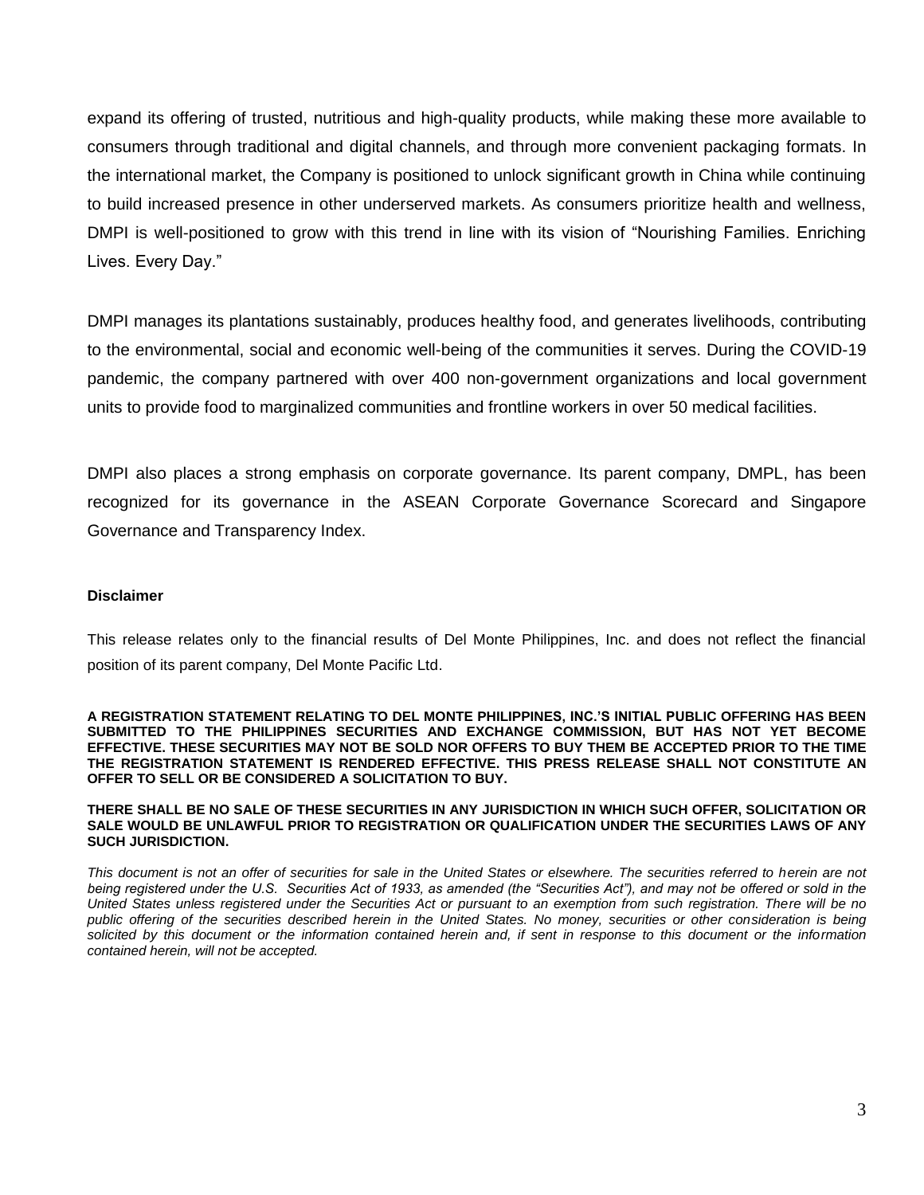expand its offering of trusted, nutritious and high-quality products, while making these more available to consumers through traditional and digital channels, and through more convenient packaging formats. In the international market, the Company is positioned to unlock significant growth in China while continuing to build increased presence in other underserved markets. As consumers prioritize health and wellness, DMPI is well-positioned to grow with this trend in line with its vision of "Nourishing Families. Enriching Lives. Every Day."

DMPI manages its plantations sustainably, produces healthy food, and generates livelihoods, contributing to the environmental, social and economic well-being of the communities it serves. During the COVID-19 pandemic, the company partnered with over 400 non-government organizations and local government units to provide food to marginalized communities and frontline workers in over 50 medical facilities.

DMPI also places a strong emphasis on corporate governance. Its parent company, DMPL, has been recognized for its governance in the ASEAN Corporate Governance Scorecard and Singapore Governance and Transparency Index.

**Disclaimer**

This release relates only to the financial results of Del Monte Philippines, Inc. and does not reflect the financial position of its parent company, Del Monte Pacific Ltd.

**A REGISTRATION STATEMENT RELATING TO DEL MONTE PHILIPPINES, INC.'S INITIAL PUBLIC OFFERING HAS BEEN SUBMITTED TO THE PHILIPPINES SECURITIES AND EXCHANGE COMMISSION, BUT HAS NOT YET BECOME EFFECTIVE. THESE SECURITIES MAY NOT BE SOLD NOR OFFERS TO BUY THEM BE ACCEPTED PRIOR TO THE TIME THE REGISTRATION STATEMENT IS RENDERED EFFECTIVE. THIS PRESS RELEASE SHALL NOT CONSTITUTE AN OFFER TO SELL OR BE CONSIDERED A SOLICITATION TO BUY.**

**THERE SHALL BE NO SALE OF THESE SECURITIES IN ANY JURISDICTION IN WHICH SUCH OFFER, SOLICITATION OR SALE WOULD BE UNLAWFUL PRIOR TO REGISTRATION OR QUALIFICATION UNDER THE SECURITIES LAWS OF ANY SUCH JURISDICTION.**

*This document is not an offer of securities for sale in the United States or elsewhere. The securities referred to herein are not being registered under the U.S. Securities Act of 1933, as amended (the "Securities Act"), and may not be offered or sold in the United States unless registered under the Securities Act or pursuant to an exemption from such registration. There will be no public offering of the securities described herein in the United States. No money, securities or other consideration is being solicited by this document or the information contained herein and, if sent in response to this document or the information contained herein, will not be accepted.*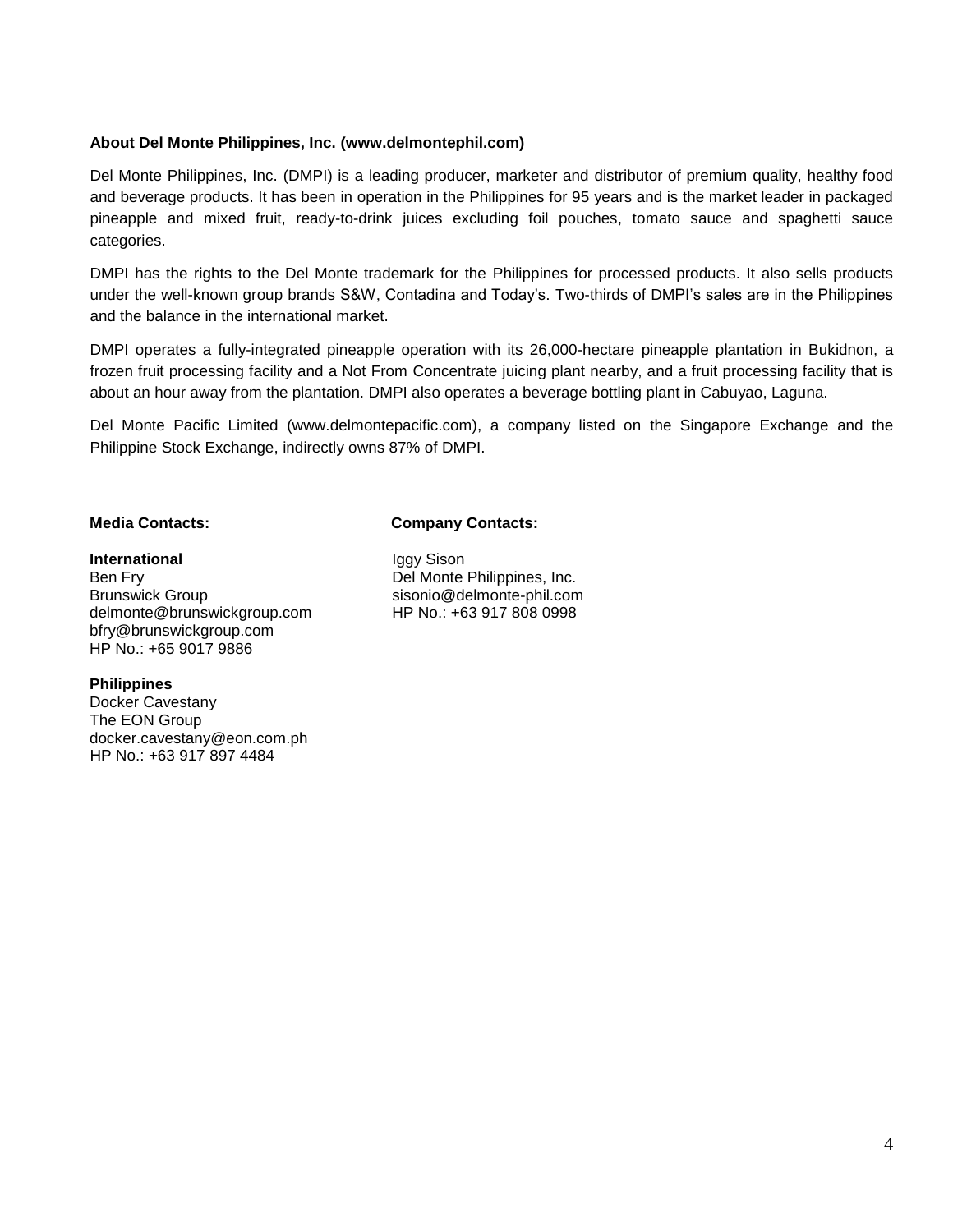**About Del Monte Philippines, Inc. (www.delmontephil.com)**

Del Monte Philippines, Inc. (DMPI) is a leading producer, marketer and distributor of premium quality, healthy food and beverage products. It has been in operation in the Philippines for 95 years and is the market leader in packaged pineapple and mixed fruit, ready-to-drink juices excluding foil pouches, tomato sauce and spaghetti sauce categories.

DMPI has the rights to the Del Monte trademark for the Philippines for processed products. It also sells products under the well-known group brands S&W, Contadina and Today's. Two-thirds of DMPI's sales are in the Philippines and the balance in the international market.

DMPI operates a fully-integrated pineapple operation with its 26,000-hectare pineapple plantation in Bukidnon, a frozen fruit processing facility and a Not From Concentrate juicing plant nearby, and a fruit processing facility that is about an hour away from the plantation. DMPI also operates a beverage bottling plant in Cabuyao, Laguna.

Del Monte Pacific Limited (www.delmontepacific.com), a company listed on the Singapore Exchange and the Philippine Stock Exchange, indirectly owns 87% of DMPI.

**Media Contacts:**

**International**
Ben Fry
Brunswick Group
delmonte@brunswickgroup.com
bfry@brunswickgroup.com
HP No.: +65 9017 9886

**Philippines**
Docker Cavestany
The EON Group
docker.cavestany@eon.com.ph
HP No.: +63 917 897 4484

**Company Contacts:**

Iggy Sison
Del Monte Philippines, Inc.
sisonio@delmonte-phil.com
HP No.: +63 917 808 0998